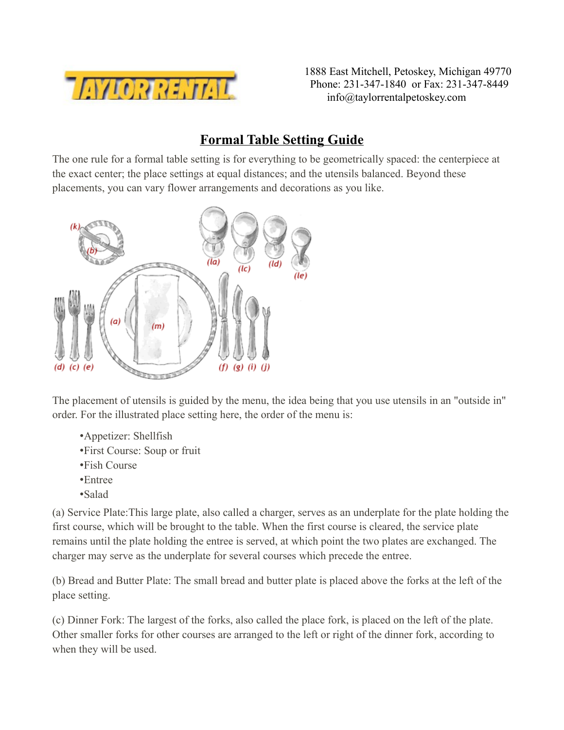TAYLOR RENTAL

1888 East Mitchell, Petoskey, Michigan 49770
Phone: 231-347-1840 or Fax: 231-347-8449
info@taylorrentalpetoskey.com

# Formal Table Setting Guide

The one rule for a formal table setting is for everything to be geometrically spaced: the centerpiece at the exact center; the place settings at equal distances; and the utensils balanced. Beyond these placements, you can vary flower arrangements and decorations as you like.

The placement of utensils is guided by the menu, the idea being that you use utensils in an "outside in" order. For the illustrated place setting here, the order of the menu is:

- Appetizer: Shellfish
- First Course: Soup or fruit
- Fish Course
- Entree
- Salad

(a) Service Plate:This large plate, also called a charger, serves as an underplate for the plate holding the first course, which will be brought to the table. When the first course is cleared, the service plate remains until the plate holding the entree is served, at which point the two plates are exchanged. The charger may serve as the underplate for several courses which precede the entree.

(b) Bread and Butter Plate: The small bread and butter plate is placed above the forks at the left of the place setting.

(c) Dinner Fork: The largest of the forks, also called the place fork, is placed on the left of the plate. Other smaller forks for other courses are arranged to the left or right of the dinner fork, according to when they will be used.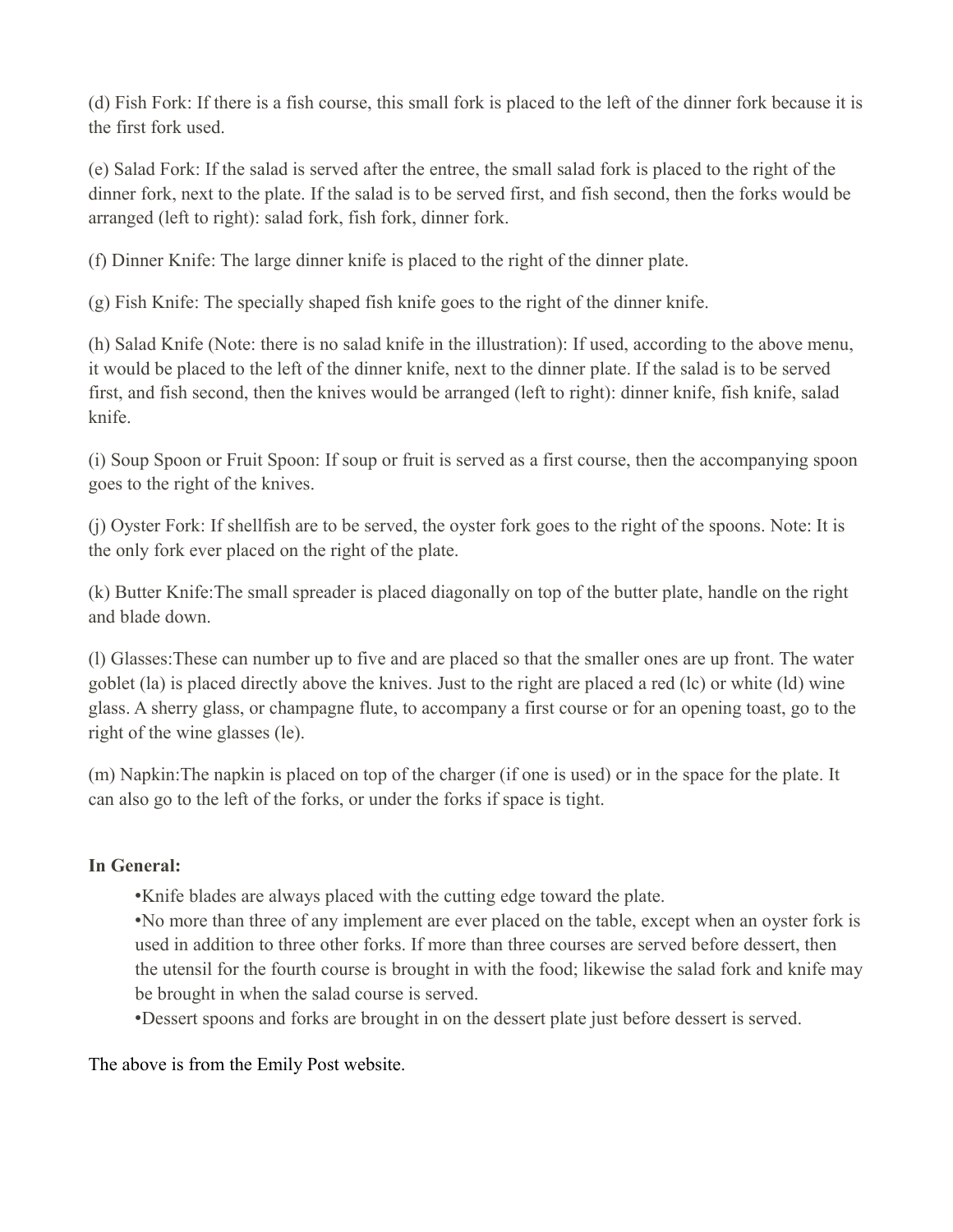(d) Fish Fork: If there is a fish course, this small fork is placed to the left of the dinner fork because it is the first fork used.

(e) Salad Fork: If the salad is served after the entree, the small salad fork is placed to the right of the dinner fork, next to the plate. If the salad is to be served first, and fish second, then the forks would be arranged (left to right): salad fork, fish fork, dinner fork.

(f) Dinner Knife: The large dinner knife is placed to the right of the dinner plate.

(g) Fish Knife: The specially shaped fish knife goes to the right of the dinner knife.

(h) Salad Knife (Note: there is no salad knife in the illustration): If used, according to the above menu, it would be placed to the left of the dinner knife, next to the dinner plate. If the salad is to be served first, and fish second, then the knives would be arranged (left to right): dinner knife, fish knife, salad knife.

(i) Soup Spoon or Fruit Spoon: If soup or fruit is served as a first course, then the accompanying spoon goes to the right of the knives.

(j) Oyster Fork: If shellfish are to be served, the oyster fork goes to the right of the spoons. Note: It is the only fork ever placed on the right of the plate.

(k) Butter Knife:The small spreader is placed diagonally on top of the butter plate, handle on the right and blade down.

(l) Glasses:These can number up to five and are placed so that the smaller ones are up front. The water goblet (la) is placed directly above the knives. Just to the right are placed a red (lc) or white (ld) wine glass. A sherry glass, or champagne flute, to accompany a first course or for an opening toast, go to the right of the wine glasses (le).

(m) Napkin:The napkin is placed on top of the charger (if one is used) or in the space for the plate. It can also go to the left of the forks, or under the forks if space is tight.

**In General:**

- Knife blades are always placed with the cutting edge toward the plate.
- No more than three of any implement are ever placed on the table, except when an oyster fork is used in addition to three other forks. If more than three courses are served before dessert, then the utensil for the fourth course is brought in with the food; likewise the salad fork and knife may be brought in when the salad course is served.
- Dessert spoons and forks are brought in on the dessert plate just before dessert is served.

The above is from the Emily Post website.